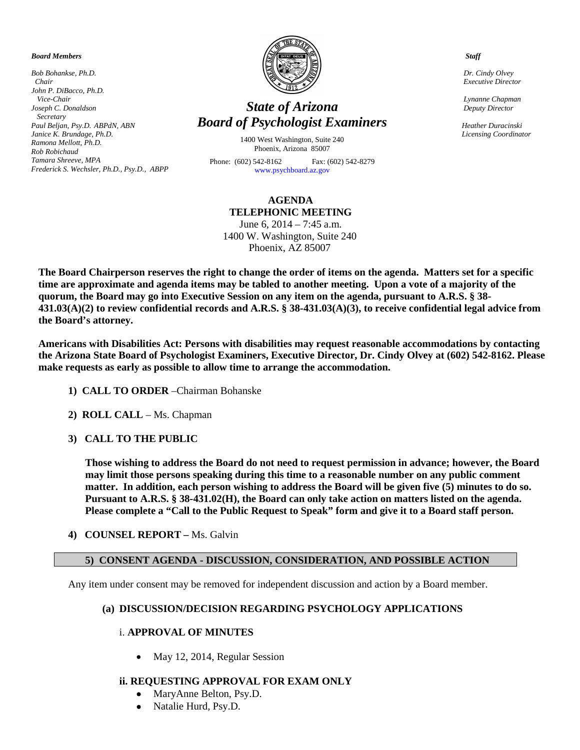*Board Members*

*Bob Bohankse, Ph.D.*
*Chair*
*John P. DiBacco, Ph.D.*
*Vice-Chair*
*Joseph C. Donaldson*
*Secretary*
*Paul Beljan, Psy.D. ABPdN, ABN*
*Janice K. Brundage, Ph.D.*
*Ramona Mellott, Ph.D.*
*Rob Robichaud*
*Tamara Shreeve, MPA*
*Frederick S. Wechsler, Ph.D., Psy.D., ABPP*

# *State of Arizona*
# *Board of Psychologist Examiners*

1400 West Washington, Suite 240
Phoenix, Arizona 85007

Phone: (602) 542-8162 Fax: (602) 542-8279
www.psychboard.az.gov

*Staff*

*Dr. Cindy Olvey*
*Executive Director*

*Lynanne Chapman*
*Deputy Director*

*Heather Duracinski*
*Licensing Coordinator*

**AGENDA**
**TELEPHONIC MEETING**
June 6, 2014 – 7:45 a.m.
1400 W. Washington, Suite 240
Phoenix, AZ 85007

**The Board Chairperson reserves the right to change the order of items on the agenda. Matters set for a specific time are approximate and agenda items may be tabled to another meeting. Upon a vote of a majority of the quorum, the Board may go into Executive Session on any item on the agenda, pursuant to A.R.S. § 38-431.03(A)(2) to review confidential records and A.R.S. § 38-431.03(A)(3), to receive confidential legal advice from the Board's attorney.**

**Americans with Disabilities Act: Persons with disabilities may request reasonable accommodations by contacting the Arizona State Board of Psychologist Examiners, Executive Director, Dr. Cindy Olvey at (602) 542-8162. Please make requests as early as possible to allow time to arrange the accommodation.**

1) **CALL TO ORDER** –Chairman Bohanske

2) **ROLL CALL** – Ms. Chapman

3) **CALL TO THE PUBLIC**

   **Those wishing to address the Board do not need to request permission in advance; however, the Board may limit those persons speaking during this time to a reasonable number on any public comment matter. In addition, each person wishing to address the Board will be given five (5) minutes to do so. Pursuant to A.R.S. § 38-431.02(H), the Board can only take action on matters listed on the agenda. Please complete a "Call to the Public Request to Speak" form and give it to a Board staff person.**

4) **COUNSEL REPORT –** Ms. Galvin

## 5) CONSENT AGENDA - DISCUSSION, CONSIDERATION, AND POSSIBLE ACTION

Any item under consent may be removed for independent discussion and action by a Board member.

### (a) DISCUSSION/DECISION REGARDING PSYCHOLOGY APPLICATIONS

i. **APPROVAL OF MINUTES**

- May 12, 2014, Regular Session

**ii. REQUESTING APPROVAL FOR EXAM ONLY**

- MaryAnne Belton, Psy.D.
- Natalie Hurd, Psy.D.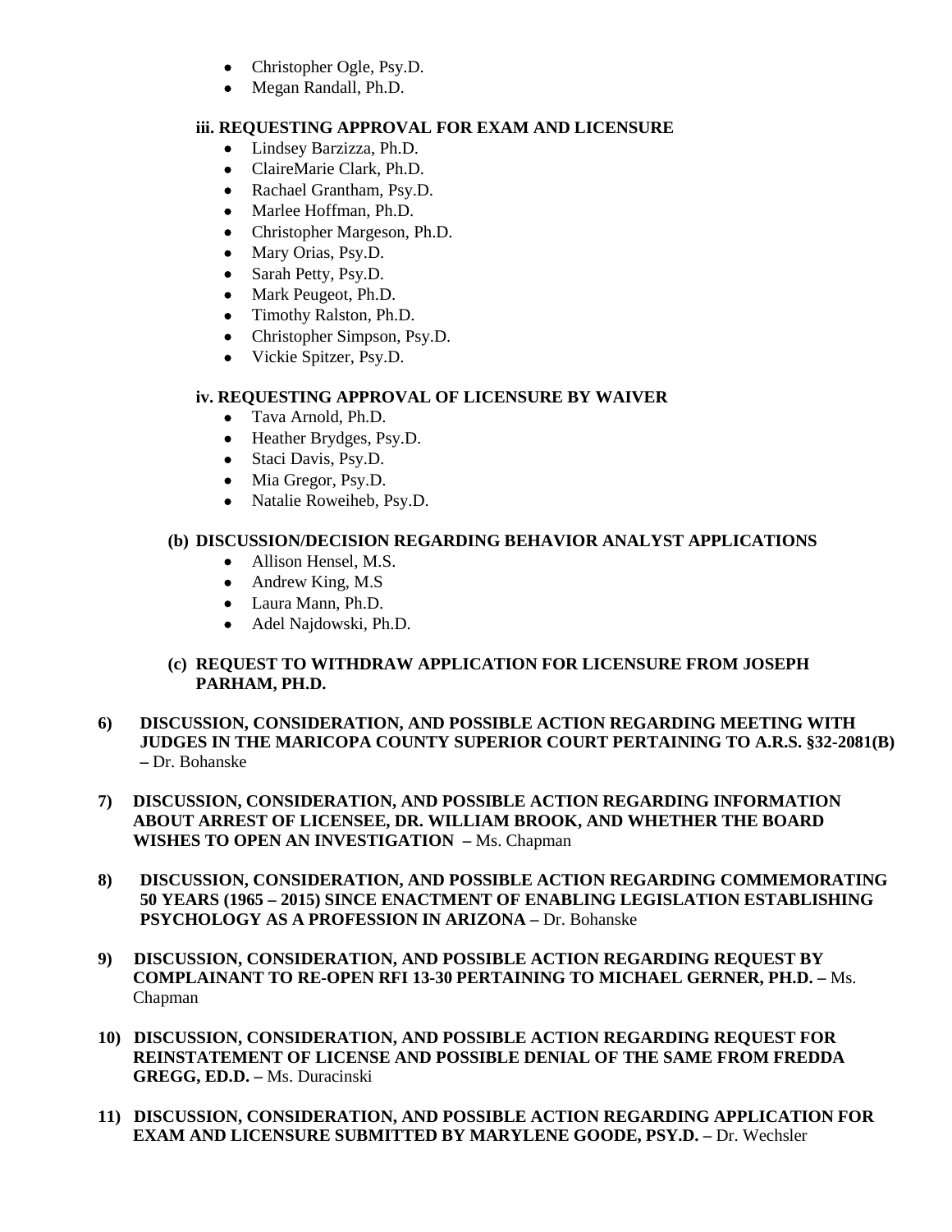- Christopher Ogle, Psy.D.
- Megan Randall, Ph.D.

**iii. REQUESTING APPROVAL FOR EXAM AND LICENSURE**

- Lindsey Barzizza, Ph.D.
- ClaireMarie Clark, Ph.D.
- Rachael Grantham, Psy.D.
- Marlee Hoffman, Ph.D.
- Christopher Margeson, Ph.D.
- Mary Orias, Psy.D.
- Sarah Petty, Psy.D.
- Mark Peugeot, Ph.D.
- Timothy Ralston, Ph.D.
- Christopher Simpson, Psy.D.
- Vickie Spitzer, Psy.D.

**iv. REQUESTING APPROVAL OF LICENSURE BY WAIVER**

- Tava Arnold, Ph.D.
- Heather Brydges, Psy.D.
- Staci Davis, Psy.D.
- Mia Gregor, Psy.D.
- Natalie Roweiheb, Psy.D.

**(b) DISCUSSION/DECISION REGARDING BEHAVIOR ANALYST APPLICATIONS**

- Allison Hensel, M.S.
- Andrew King, M.S
- Laura Mann, Ph.D.
- Adel Najdowski, Ph.D.

**(c) REQUEST TO WITHDRAW APPLICATION FOR LICENSURE FROM JOSEPH PARHAM, PH.D.**

**6) DISCUSSION, CONSIDERATION, AND POSSIBLE ACTION REGARDING MEETING WITH JUDGES IN THE MARICOPA COUNTY SUPERIOR COURT PERTAINING TO A.R.S. §32-2081(B) –** Dr. Bohanske

**7) DISCUSSION, CONSIDERATION, AND POSSIBLE ACTION REGARDING INFORMATION ABOUT ARREST OF LICENSEE, DR. WILLIAM BROOK, AND WHETHER THE BOARD WISHES TO OPEN AN INVESTIGATION –** Ms. Chapman

**8) DISCUSSION, CONSIDERATION, AND POSSIBLE ACTION REGARDING COMMEMORATING 50 YEARS (1965 – 2015) SINCE ENACTMENT OF ENABLING LEGISLATION ESTABLISHING PSYCHOLOGY AS A PROFESSION IN ARIZONA –** Dr. Bohanske

**9) DISCUSSION, CONSIDERATION, AND POSSIBLE ACTION REGARDING REQUEST BY COMPLAINANT TO RE-OPEN RFI 13-30 PERTAINING TO MICHAEL GERNER, PH.D. –** Ms. Chapman

**10) DISCUSSION, CONSIDERATION, AND POSSIBLE ACTION REGARDING REQUEST FOR REINSTATEMENT OF LICENSE AND POSSIBLE DENIAL OF THE SAME FROM FREDDA GREGG, ED.D. –** Ms. Duracinski

**11) DISCUSSION, CONSIDERATION, AND POSSIBLE ACTION REGARDING APPLICATION FOR EXAM AND LICENSURE SUBMITTED BY MARYLENE GOODE, PSY.D. –** Dr. Wechsler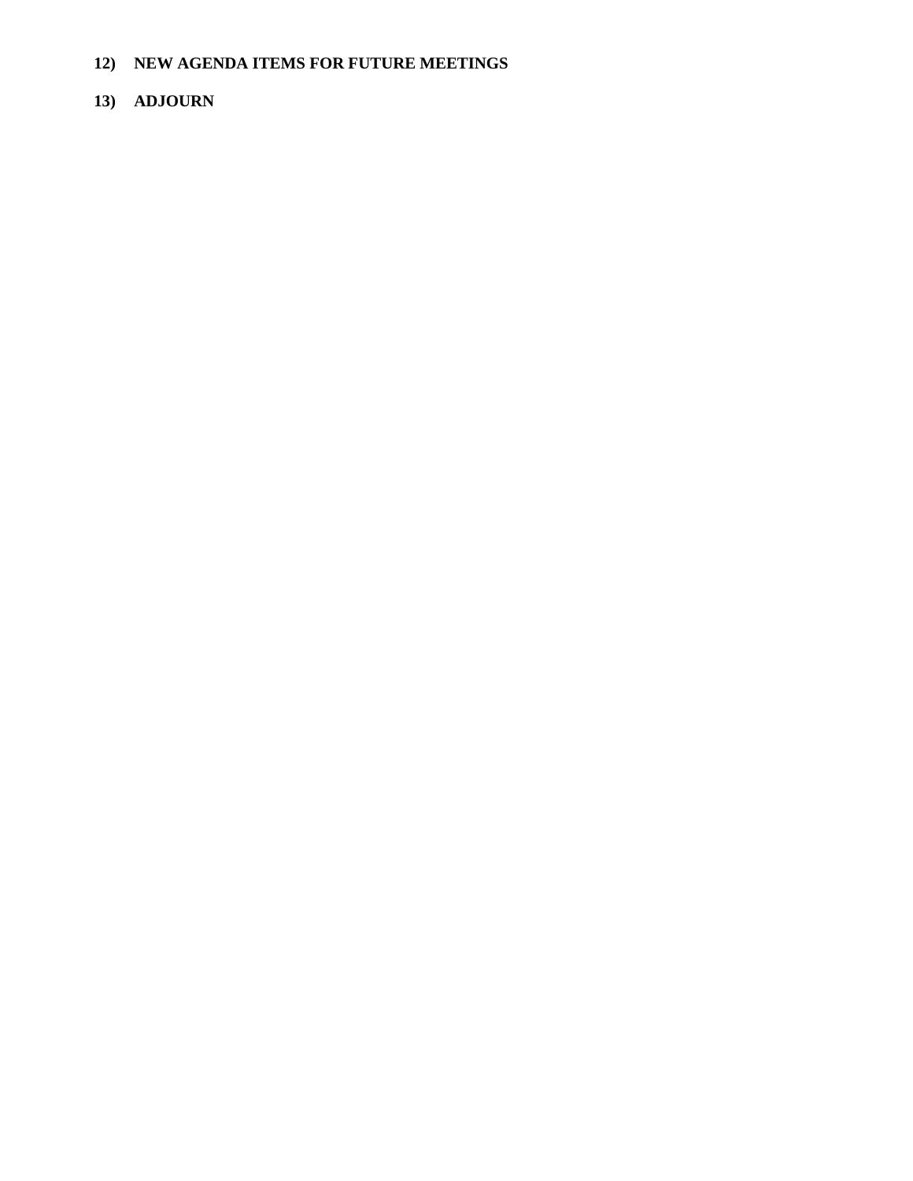**12) NEW AGENDA ITEMS FOR FUTURE MEETINGS**

**13) ADJOURN**